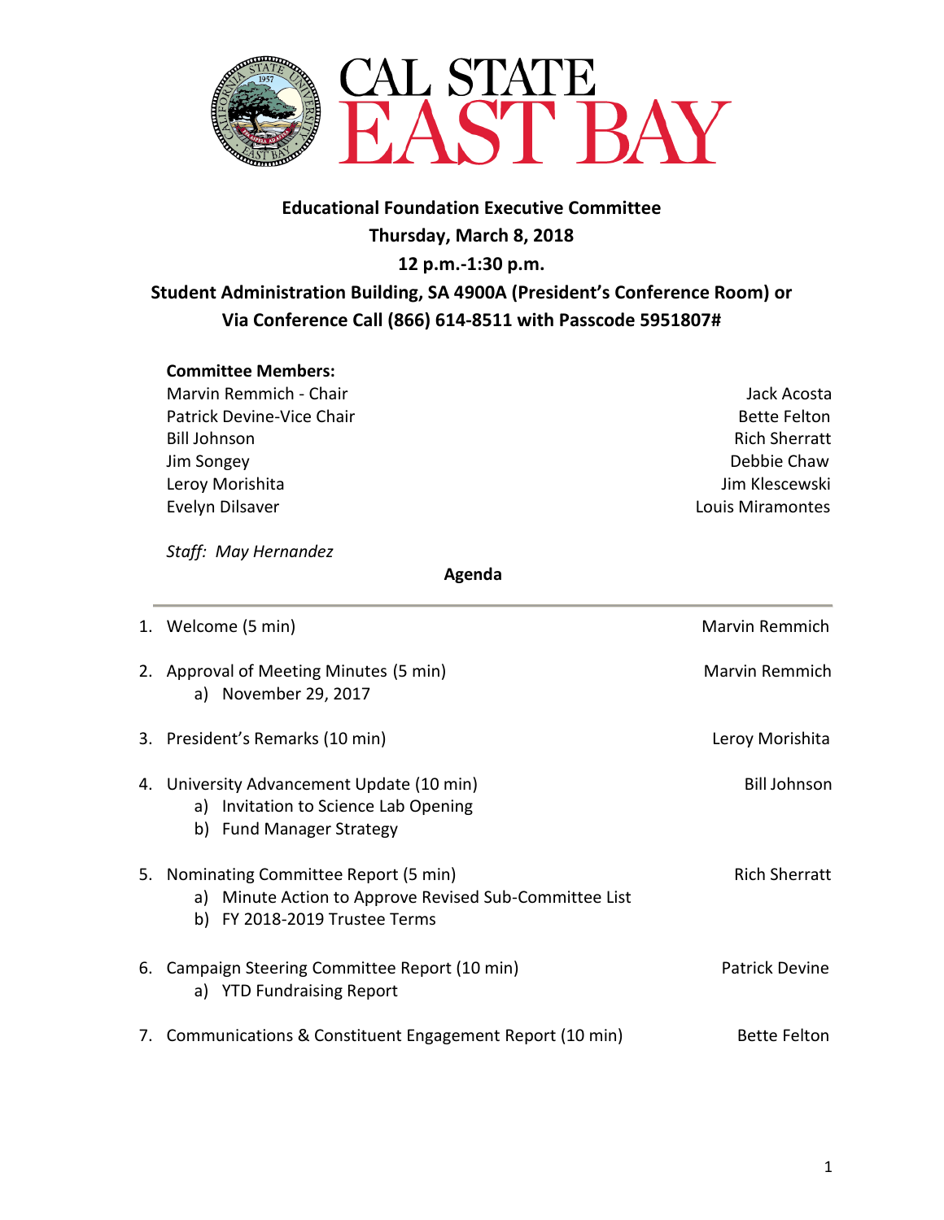# CAL STATE EAST BAY

**Educational Foundation Executive Committee**
**Thursday, March 8, 2018**
**12 p.m.-1:30 p.m.**
**Student Administration Building, SA 4900A (President's Conference Room) or Via Conference Call (866) 614-8511 with Passcode 5951807#**

**Committee Members:**

| | |
|---|---|
| Marvin Remmich - Chair | Jack Acosta |
| Patrick Devine-Vice Chair | Bette Felton |
| Bill Johnson | Rich Sherratt |
| Jim Songey | Debbie Chaw |
| Leroy Morishita | Jim Klescewski |
| Evelyn Dilsaver | Louis Miramontes |

*Staff: May Hernandez*

**Agenda**

1. Welcome (5 min) — Marvin Remmich
2. Approval of Meeting Minutes (5 min) — Marvin Remmich
   a) November 29, 2017
3. President's Remarks (10 min) — Leroy Morishita
4. University Advancement Update (10 min) — Bill Johnson
   a) Invitation to Science Lab Opening
   b) Fund Manager Strategy
5. Nominating Committee Report (5 min) — Rich Sherratt
   a) Minute Action to Approve Revised Sub-Committee List
   b) FY 2018-2019 Trustee Terms
6. Campaign Steering Committee Report (10 min) — Patrick Devine
   a) YTD Fundraising Report
7. Communications & Constituent Engagement Report (10 min) — Bette Felton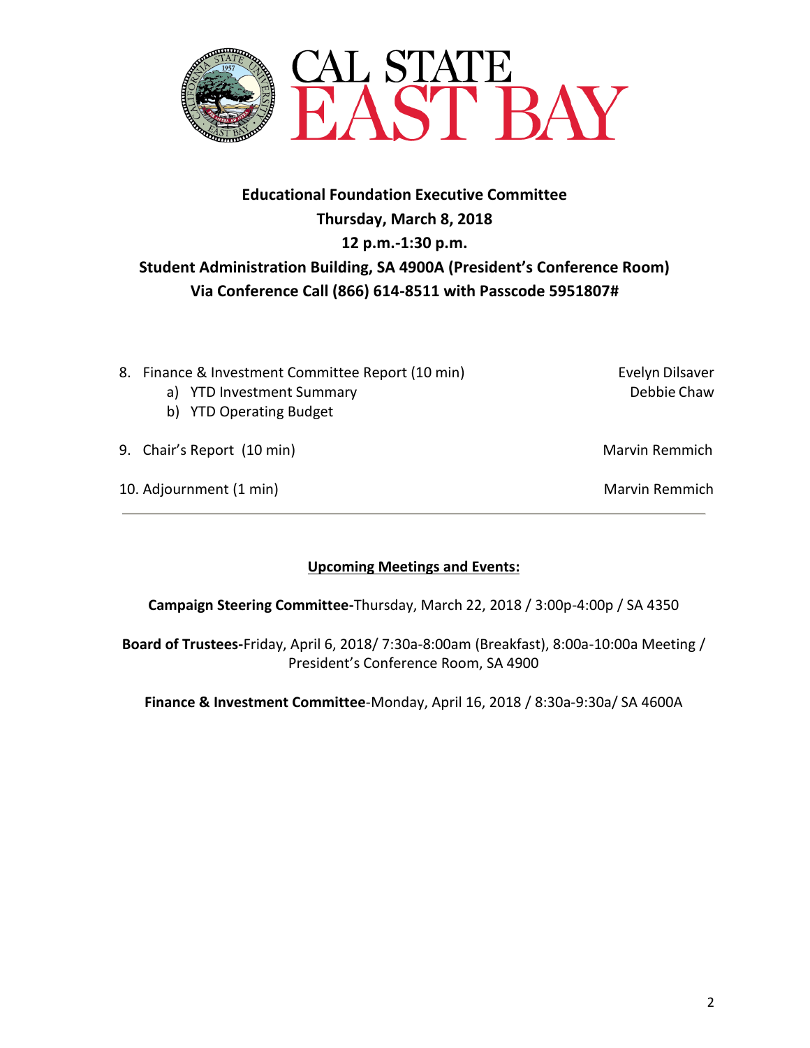**Educational Foundation Executive Committee**

**Thursday, March 8, 2018**

**12 p.m.-1:30 p.m.**

**Student Administration Building, SA 4900A (President's Conference Room)**

**Via Conference Call (866) 614-8511 with Passcode 5951807#**

8. Finance & Investment Committee Report (10 min) — Evelyn Dilsaver, Debbie Chaw
   a) YTD Investment Summary
   b) YTD Operating Budget

9. Chair's Report (10 min) — Marvin Remmich

10. Adjournment (1 min) — Marvin Remmich

---

**Upcoming Meetings and Events:**

**Campaign Steering Committee-**Thursday, March 22, 2018 / 3:00p-4:00p / SA 4350

**Board of Trustees-**Friday, April 6, 2018/ 7:30a-8:00am (Breakfast), 8:00a-10:00a Meeting / President's Conference Room, SA 4900

**Finance & Investment Committee**-Monday, April 16, 2018 / 8:30a-9:30a/ SA 4600A